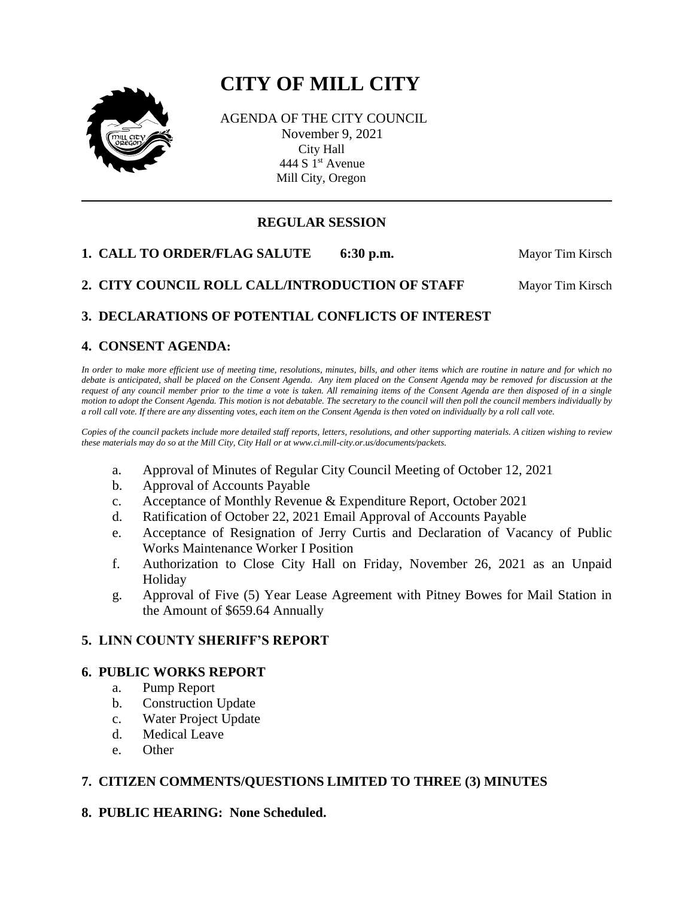# CITY OF MILL CITY

AGENDA OF THE CITY COUNCIL
November 9, 2021
City Hall
444 S 1st Avenue
Mill City, Oregon

---

## REGULAR SESSION

**1. CALL TO ORDER/FLAG SALUTE 6:30 p.m.** Mayor Tim Kirsch

**2. CITY COUNCIL ROLL CALL/INTRODUCTION OF STAFF** Mayor Tim Kirsch

**3. DECLARATIONS OF POTENTIAL CONFLICTS OF INTEREST**

**4. CONSENT AGENDA:**

*In order to make more efficient use of meeting time, resolutions, minutes, bills, and other items which are routine in nature and for which no debate is anticipated, shall be placed on the Consent Agenda. Any item placed on the Consent Agenda may be removed for discussion at the request of any council member prior to the time a vote is taken. All remaining items of the Consent Agenda are then disposed of in a single motion to adopt the Consent Agenda. This motion is not debatable. The secretary to the council will then poll the council members individually by a roll call vote. If there are any dissenting votes, each item on the Consent Agenda is then voted on individually by a roll call vote.*

*Copies of the council packets include more detailed staff reports, letters, resolutions, and other supporting materials. A citizen wishing to review these materials may do so at the Mill City, City Hall or at www.ci.mill-city.or.us/documents/packets.*

a. Approval of Minutes of Regular City Council Meeting of October 12, 2021
b. Approval of Accounts Payable
c. Acceptance of Monthly Revenue & Expenditure Report, October 2021
d. Ratification of October 22, 2021 Email Approval of Accounts Payable
e. Acceptance of Resignation of Jerry Curtis and Declaration of Vacancy of Public Works Maintenance Worker I Position
f. Authorization to Close City Hall on Friday, November 26, 2021 as an Unpaid Holiday
g. Approval of Five (5) Year Lease Agreement with Pitney Bowes for Mail Station in the Amount of $659.64 Annually

**5. LINN COUNTY SHERIFF'S REPORT**

**6. PUBLIC WORKS REPORT**

a. Pump Report
b. Construction Update
c. Water Project Update
d. Medical Leave
e. Other

**7. CITIZEN COMMENTS/QUESTIONS LIMITED TO THREE (3) MINUTES**

**8. PUBLIC HEARING: None Scheduled.**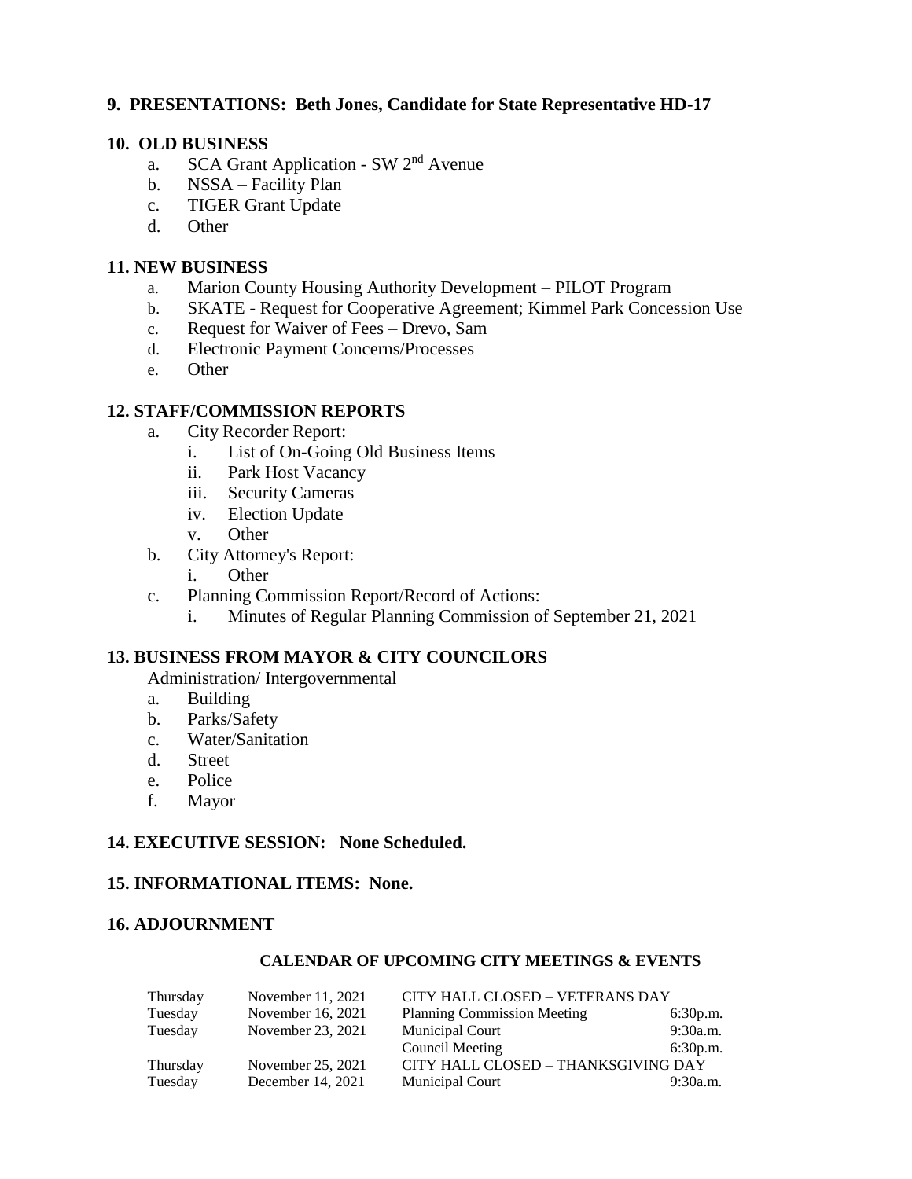**9. PRESENTATIONS: Beth Jones, Candidate for State Representative HD-17**

**10. OLD BUSINESS**

a. SCA Grant Application - SW 2nd Avenue
b. NSSA – Facility Plan
c. TIGER Grant Update
d. Other

**11. NEW BUSINESS**

a. Marion County Housing Authority Development – PILOT Program
b. SKATE - Request for Cooperative Agreement; Kimmel Park Concession Use
c. Request for Waiver of Fees – Drevo, Sam
d. Electronic Payment Concerns/Processes
e. Other

**12. STAFF/COMMISSION REPORTS**

a. City Recorder Report:
   i. List of On-Going Old Business Items
   ii. Park Host Vacancy
   iii. Security Cameras
   iv. Election Update
   v. Other
b. City Attorney's Report:
   i. Other
c. Planning Commission Report/Record of Actions:
   i. Minutes of Regular Planning Commission of September 21, 2021

**13. BUSINESS FROM MAYOR & CITY COUNCILORS**

Administration/ Intergovernmental

a. Building
b. Parks/Safety
c. Water/Sanitation
d. Street
e. Police
f. Mayor

**14. EXECUTIVE SESSION: None Scheduled.**

**15. INFORMATIONAL ITEMS: None.**

**16. ADJOURNMENT**

**CALENDAR OF UPCOMING CITY MEETINGS & EVENTS**

| | | | |
|---|---|---|---|
| Thursday | November 11, 2021 | CITY HALL CLOSED – VETERANS DAY | |
| Tuesday | November 16, 2021 | Planning Commission Meeting | 6:30p.m. |
| Tuesday | November 23, 2021 | Municipal Court | 9:30a.m. |
| | | Council Meeting | 6:30p.m. |
| Thursday | November 25, 2021 | CITY HALL CLOSED – THANKSGIVING DAY | |
| Tuesday | December 14, 2021 | Municipal Court | 9:30a.m. |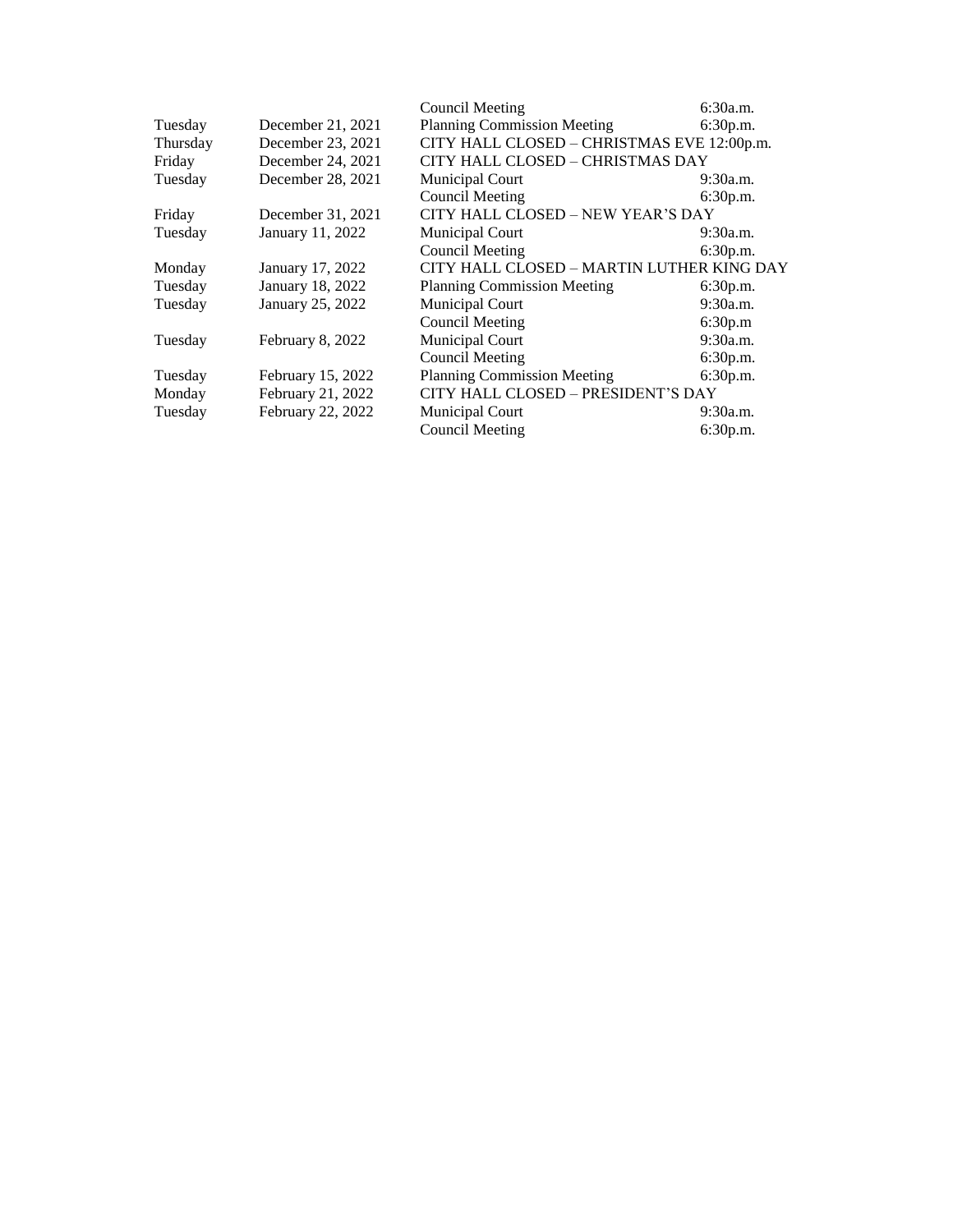| | | | |
|---|---|---|---|
| | | Council Meeting | 6:30a.m. |
| Tuesday | December 21, 2021 | Planning Commission Meeting | 6:30p.m. |
| Thursday | December 23, 2021 | CITY HALL CLOSED – CHRISTMAS EVE 12:00p.m. | |
| Friday | December 24, 2021 | CITY HALL CLOSED – CHRISTMAS DAY | |
| Tuesday | December 28, 2021 | Municipal Court | 9:30a.m. |
| | | Council Meeting | 6:30p.m. |
| Friday | December 31, 2021 | CITY HALL CLOSED – NEW YEAR'S DAY | |
| Tuesday | January 11, 2022 | Municipal Court | 9:30a.m. |
| | | Council Meeting | 6:30p.m. |
| Monday | January 17, 2022 | CITY HALL CLOSED – MARTIN LUTHER KING DAY | |
| Tuesday | January 18, 2022 | Planning Commission Meeting | 6:30p.m. |
| Tuesday | January 25, 2022 | Municipal Court | 9:30a.m. |
| | | Council Meeting | 6:30p.m |
| Tuesday | February 8, 2022 | Municipal Court | 9:30a.m. |
| | | Council Meeting | 6:30p.m. |
| Tuesday | February 15, 2022 | Planning Commission Meeting | 6:30p.m. |
| Monday | February 21, 2022 | CITY HALL CLOSED – PRESIDENT'S DAY | |
| Tuesday | February 22, 2022 | Municipal Court | 9:30a.m. |
| | | Council Meeting | 6:30p.m. |